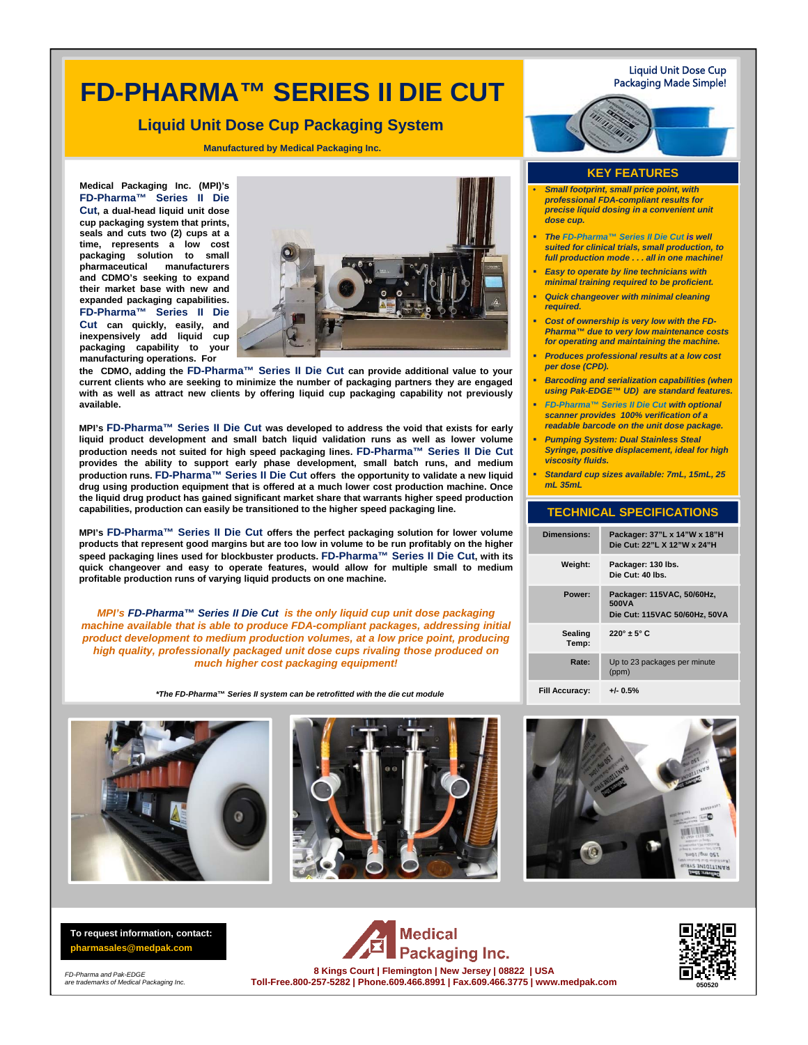# FD-PHARMA™ SERIES II DIE CUT

## Liquid Unit Dose Cup Packaging System

**Manufactured by Medical Packaging Inc.**

Liquid Unit Dose Cup Packaging Made Simple!

**Medical Packaging Inc. (MPI)'s FD-Pharma™ Series II Die Cut, a dual-head liquid unit dose cup packaging system that prints, seals and cuts two (2) cups at a time, represents a low cost packaging solution to small pharmaceutical manufacturers and CDMO's seeking to expand their market base with new and expanded packaging capabilities. FD-Pharma™ Series II Die Cut can quickly, easily, and inexpensively add liquid cup packaging capability to your manufacturing operations. For the CDMO, adding the FD-Pharma™ Series II Die Cut can provide additional value to your current clients who are seeking to minimize the number of packaging partners they are engaged with as well as attract new clients by offering liquid cup packaging capability not previously available.**

**MPI's FD-Pharma™ Series II Die Cut was developed to address the void that exists for early liquid product development and small batch liquid validation runs as well as lower volume production needs not suited for high speed packaging lines. FD-Pharma™ Series II Die Cut provides the ability to support early phase development, small batch runs, and medium production runs. FD-Pharma™ Series II Die Cut offers the opportunity to validate a new liquid drug using production equipment that is offered at a much lower cost production machine. Once the liquid drug product has gained significant market share that warrants higher speed production capabilities, production can easily be transitioned to the higher speed packaging line.**

**MPI's FD-Pharma™ Series II Die Cut offers the perfect packaging solution for lower volume products that represent good margins but are too low in volume to be run profitably on the higher speed packaging lines used for blockbuster products. FD-Pharma™ Series II Die Cut, with its quick changeover and easy to operate features, would allow for multiple small to medium profitable production runs of varying liquid products on one machine.**

***MPI's FD-Pharma™ Series II Die Cut is the only liquid cup unit dose packaging machine available that is able to produce FDA-compliant packages, addressing initial product development to medium production volumes, at a low price point, producing high quality, professionally packaged unit dose cups rivaling those produced on much higher cost packaging equipment!***

*\*The FD-Pharma™ Series II system can be retrofitted with the die cut module*

## KEY FEATURES

- ***Small footprint, small price point, with professional FDA-compliant results for precise liquid dosing in a convenient unit dose cup.***
- ***The FD-Pharma™ Series II Die Cut is well suited for clinical trials, small production, to full production mode . . . all in one machine!***
- ***Easy to operate by line technicians with minimal training required to be proficient.***
- ***Quick changeover with minimal cleaning required.***
- ***Cost of ownership is very low with the FD-Pharma™ due to very low maintenance costs for operating and maintaining the machine.***
- ***Produces professional results at a low cost per dose (CPD).***
- ***Barcoding and serialization capabilities (when using Pak-EDGE™ UD) are standard features.***
- ***FD-Pharma™ Series II Die Cut with optional scanner provides 100% verification of a readable barcode on the unit dose package.***
- ***Pumping System: Dual Stainless Steal Syringe, positive displacement, ideal for high viscosity fluids.***
- ***Standard cup sizes available: 7mL, 15mL, 25 mL 35mL***

## TECHNICAL SPECIFICATIONS

| | |
|---|---|
| **Dimensions:** | **Packager: 37"L x 14"W x 18"H**<br>**Die Cut: 22"L X 12"W x 24"H** |
| **Weight:** | **Packager: 130 lbs.**<br>**Die Cut: 40 lbs.** |
| **Power:** | **Packager: 115VAC, 50/60Hz, 500VA**<br>**Die Cut: 115VAC 50/60Hz, 50VA** |
| **Sealing Temp:** | **220° ± 5° C** |
| **Rate:** | Up to 23 packages per minute (ppm) |
| **Fill Accuracy:** | **+/- 0.5%** |

**To request information, contact:**
**pharmasales@medpak.com**

*FD-Pharma and Pak-EDGE are trademarks of Medical Packaging Inc.*

**Medical Packaging Inc.**

**8 Kings Court | Flemington | New Jersey | 08822 | USA**
**Toll-Free.800-257-5282 | Phone.609.466.8991 | Fax.609.466.3775 | www.medpak.com**

050520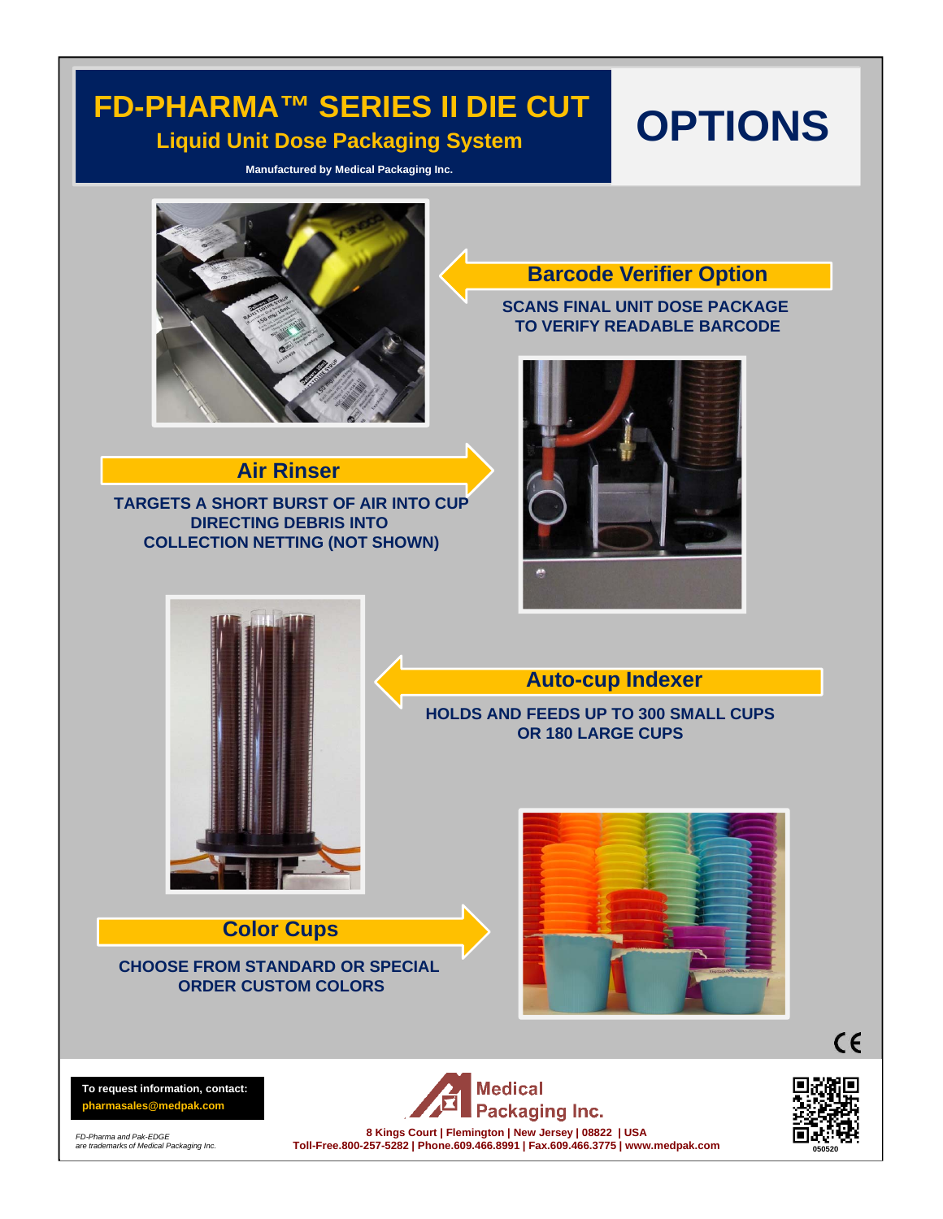# FD-PHARMA™ SERIES II DIE CUT

## Liquid Unit Dose Packaging System

**Manufactured by Medical Packaging Inc.**

# OPTIONS

### Barcode Verifier Option

SCANS FINAL UNIT DOSE PACKAGE TO VERIFY READABLE BARCODE

### Air Rinser

TARGETS A SHORT BURST OF AIR INTO CUP DIRECTING DEBRIS INTO COLLECTION NETTING (NOT SHOWN)

### Auto-cup Indexer

HOLDS AND FEEDS UP TO 300 SMALL CUPS OR 180 LARGE CUPS

### Color Cups

CHOOSE FROM STANDARD OR SPECIAL ORDER CUSTOM COLORS

CE

**To request information, contact:**
**pharmasales@medpak.com**

*FD-Pharma and Pak-EDGE are trademarks of Medical Packaging Inc.*

Medical Packaging Inc.

8 Kings Court | Flemington | New Jersey | 08822 | USA
Toll-Free.800-257-5282 | Phone.609.466.8991 | Fax.609.466.3775 | www.medpak.com

050520